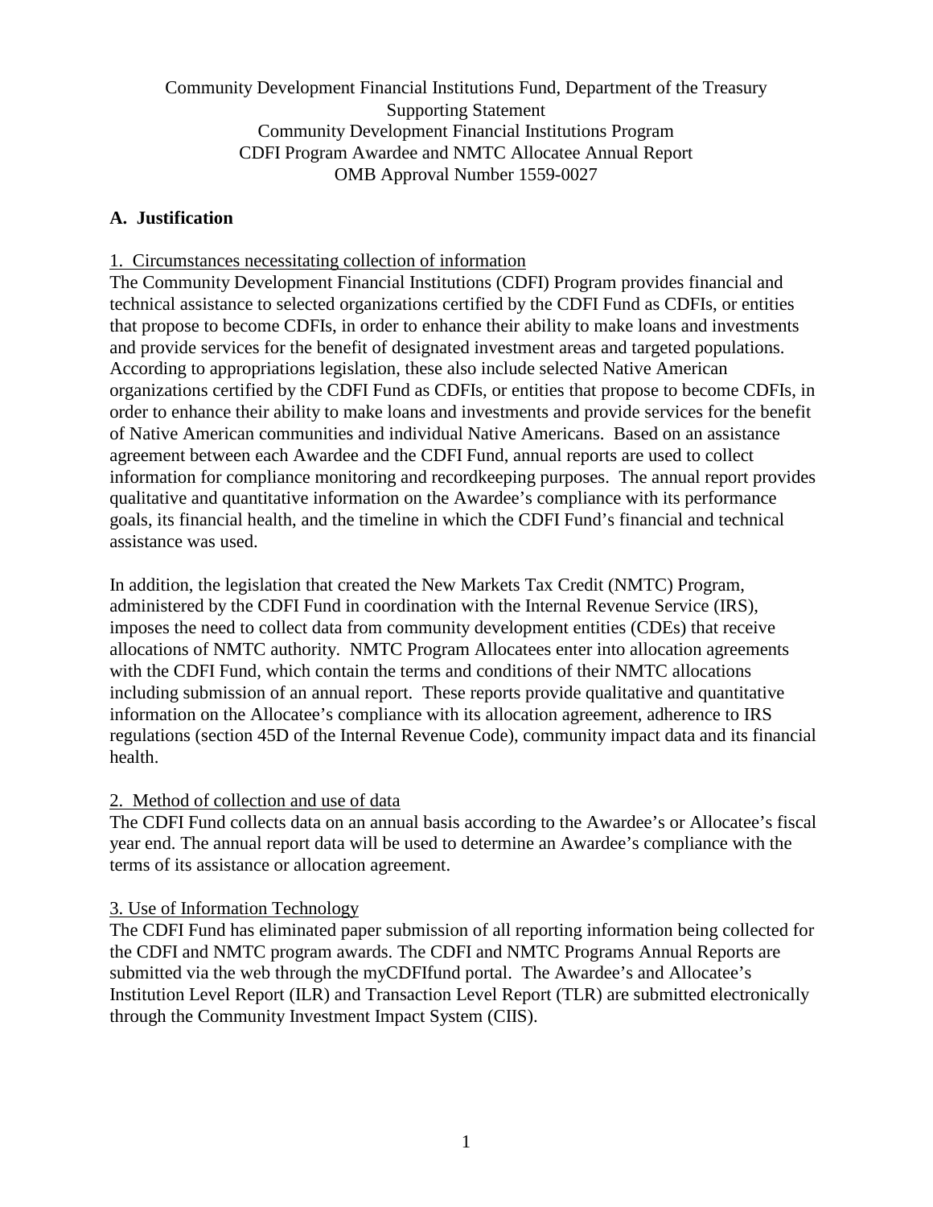Community Development Financial Institutions Fund, Department of the Treasury
Supporting Statement
Community Development Financial Institutions Program
CDFI Program Awardee and NMTC Allocatee Annual Report
OMB Approval Number 1559-0027

## A. Justification

### 1. Circumstances necessitating collection of information

The Community Development Financial Institutions (CDFI) Program provides financial and technical assistance to selected organizations certified by the CDFI Fund as CDFIs, or entities that propose to become CDFIs, in order to enhance their ability to make loans and investments and provide services for the benefit of designated investment areas and targeted populations. According to appropriations legislation, these also include selected Native American organizations certified by the CDFI Fund as CDFIs, or entities that propose to become CDFIs, in order to enhance their ability to make loans and investments and provide services for the benefit of Native American communities and individual Native Americans. Based on an assistance agreement between each Awardee and the CDFI Fund, annual reports are used to collect information for compliance monitoring and recordkeeping purposes. The annual report provides qualitative and quantitative information on the Awardee's compliance with its performance goals, its financial health, and the timeline in which the CDFI Fund's financial and technical assistance was used.

In addition, the legislation that created the New Markets Tax Credit (NMTC) Program, administered by the CDFI Fund in coordination with the Internal Revenue Service (IRS), imposes the need to collect data from community development entities (CDEs) that receive allocations of NMTC authority. NMTC Program Allocatees enter into allocation agreements with the CDFI Fund, which contain the terms and conditions of their NMTC allocations including submission of an annual report. These reports provide qualitative and quantitative information on the Allocatee's compliance with its allocation agreement, adherence to IRS regulations (section 45D of the Internal Revenue Code), community impact data and its financial health.

### 2. Method of collection and use of data

The CDFI Fund collects data on an annual basis according to the Awardee's or Allocatee's fiscal year end. The annual report data will be used to determine an Awardee's compliance with the terms of its assistance or allocation agreement.

### 3. Use of Information Technology

The CDFI Fund has eliminated paper submission of all reporting information being collected for the CDFI and NMTC program awards. The CDFI and NMTC Programs Annual Reports are submitted via the web through the myCDFIfund portal. The Awardee's and Allocatee's Institution Level Report (ILR) and Transaction Level Report (TLR) are submitted electronically through the Community Investment Impact System (CIIS).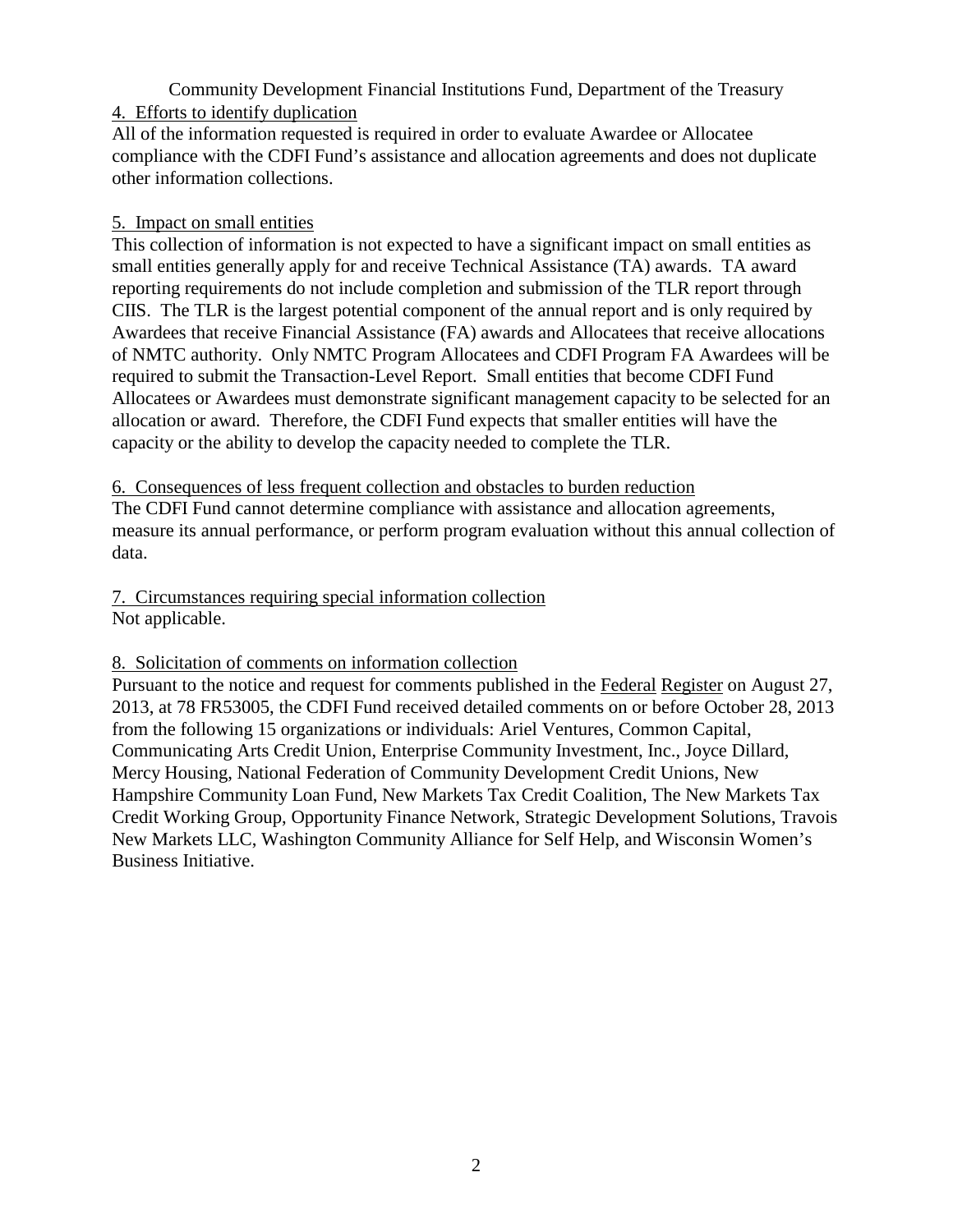Community Development Financial Institutions Fund, Department of the Treasury

4. Efforts to identify duplication

All of the information requested is required in order to evaluate Awardee or Allocatee compliance with the CDFI Fund's assistance and allocation agreements and does not duplicate other information collections.

5. Impact on small entities

This collection of information is not expected to have a significant impact on small entities as small entities generally apply for and receive Technical Assistance (TA) awards. TA award reporting requirements do not include completion and submission of the TLR report through CIIS. The TLR is the largest potential component of the annual report and is only required by Awardees that receive Financial Assistance (FA) awards and Allocatees that receive allocations of NMTC authority. Only NMTC Program Allocatees and CDFI Program FA Awardees will be required to submit the Transaction-Level Report. Small entities that become CDFI Fund Allocatees or Awardees must demonstrate significant management capacity to be selected for an allocation or award. Therefore, the CDFI Fund expects that smaller entities will have the capacity or the ability to develop the capacity needed to complete the TLR.

6. Consequences of less frequent collection and obstacles to burden reduction

The CDFI Fund cannot determine compliance with assistance and allocation agreements, measure its annual performance, or perform program evaluation without this annual collection of data.

7. Circumstances requiring special information collection

Not applicable.

8. Solicitation of comments on information collection

Pursuant to the notice and request for comments published in the Federal Register on August 27, 2013, at 78 FR53005, the CDFI Fund received detailed comments on or before October 28, 2013 from the following 15 organizations or individuals: Ariel Ventures, Common Capital, Communicating Arts Credit Union, Enterprise Community Investment, Inc., Joyce Dillard, Mercy Housing, National Federation of Community Development Credit Unions, New Hampshire Community Loan Fund, New Markets Tax Credit Coalition, The New Markets Tax Credit Working Group, Opportunity Finance Network, Strategic Development Solutions, Travois New Markets LLC, Washington Community Alliance for Self Help, and Wisconsin Women's Business Initiative.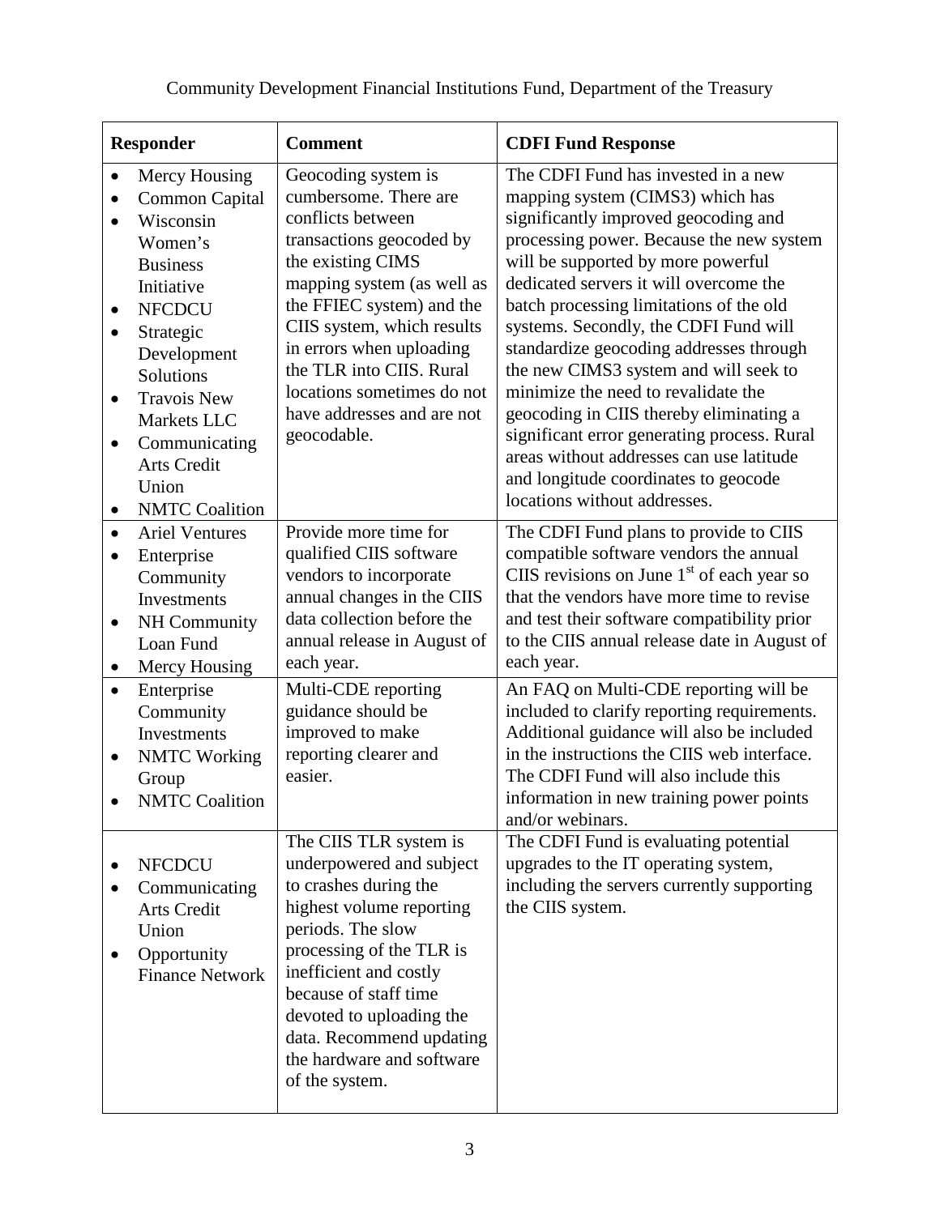| Responder | Comment | CDFI Fund Response |
| --- | --- | --- |
| • Mercy Housing<br>• Common Capital<br>• Wisconsin Women's Business Initiative<br>• NFCDCU<br>• Strategic Development Solutions<br>• Travois New Markets LLC<br>• Communicating Arts Credit Union<br>• NMTC Coalition | Geocoding system is cumbersome. There are conflicts between transactions geocoded by the existing CIMS mapping system (as well as the FFIEC system) and the CIIS system, which results in errors when uploading the TLR into CIIS. Rural locations sometimes do not have addresses and are not geocodable. | The CDFI Fund has invested in a new mapping system (CIMS3) which has significantly improved geocoding and processing power. Because the new system will be supported by more powerful dedicated servers it will overcome the batch processing limitations of the old systems. Secondly, the CDFI Fund will standardize geocoding addresses through the new CIMS3 system and will seek to minimize the need to revalidate the geocoding in CIIS thereby eliminating a significant error generating process. Rural areas without addresses can use latitude and longitude coordinates to geocode locations without addresses. |
| • Ariel Ventures<br>• Enterprise Community Investments<br>• NH Community Loan Fund<br>• Mercy Housing | Provide more time for qualified CIIS software vendors to incorporate annual changes in the CIIS data collection before the annual release in August of each year. | The CDFI Fund plans to provide to CIIS compatible software vendors the annual CIIS revisions on June 1st of each year so that the vendors have more time to revise and test their software compatibility prior to the CIIS annual release date in August of each year. |
| • Enterprise Community Investments<br>• NMTC Working Group<br>• NMTC Coalition | Multi-CDE reporting guidance should be improved to make reporting clearer and easier. | An FAQ on Multi-CDE reporting will be included to clarify reporting requirements. Additional guidance will also be included in the instructions the CIIS web interface. The CDFI Fund will also include this information in new training power points and/or webinars. |
| • NFCDCU<br>• Communicating Arts Credit Union<br>• Opportunity Finance Network | The CIIS TLR system is underpowered and subject to crashes during the highest volume reporting periods. The slow processing of the TLR is inefficient and costly because of staff time devoted to uploading the data. Recommend updating the hardware and software of the system. | The CDFI Fund is evaluating potential upgrades to the IT operating system, including the servers currently supporting the CIIS system. |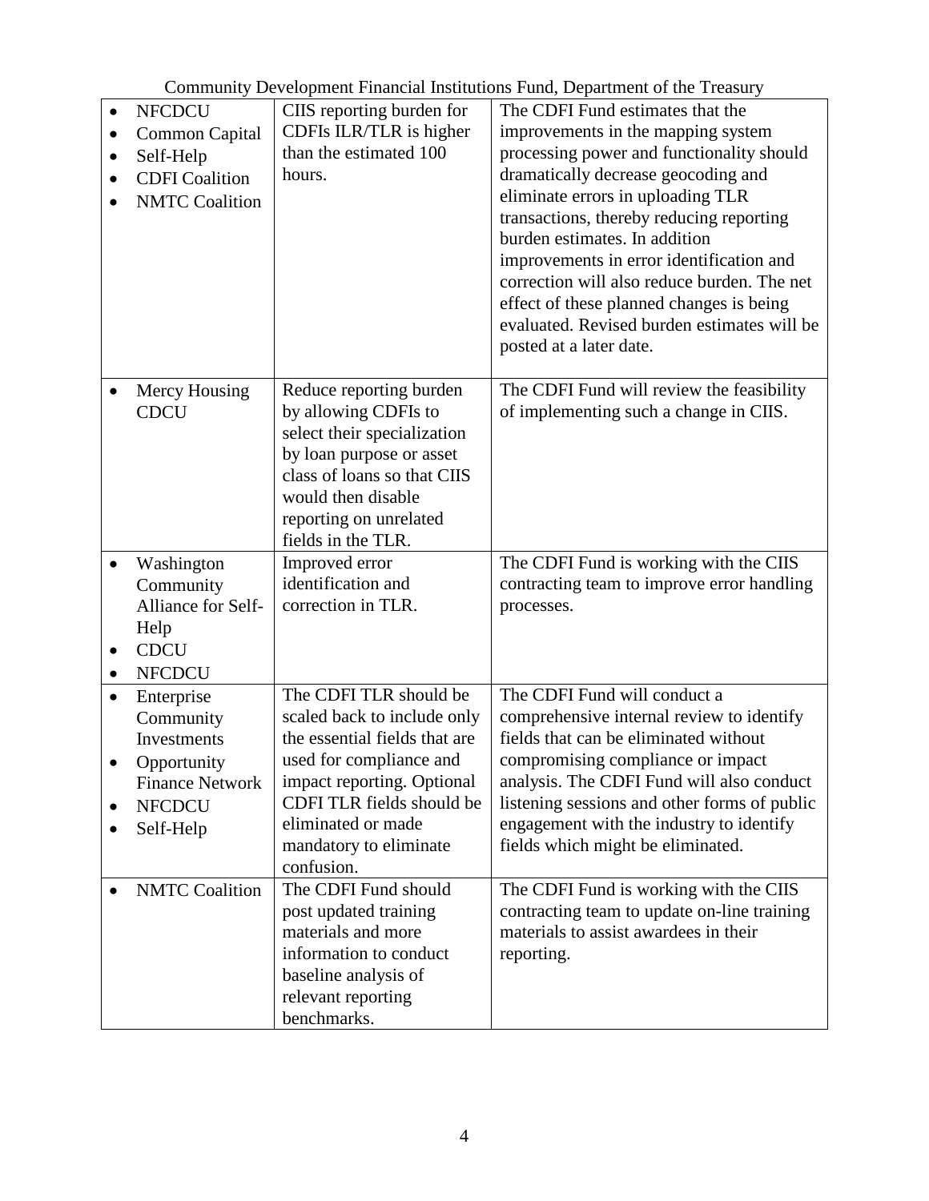| | | |
|---|---|---|
| • NFCDCU<br>• Common Capital<br>• Self-Help<br>• CDFI Coalition<br>• NMTC Coalition | CIIS reporting burden for CDFIs ILR/TLR is higher than the estimated 100 hours. | The CDFI Fund estimates that the improvements in the mapping system processing power and functionality should dramatically decrease geocoding and eliminate errors in uploading TLR transactions, thereby reducing reporting burden estimates. In addition improvements in error identification and correction will also reduce burden. The net effect of these planned changes is being evaluated. Revised burden estimates will be posted at a later date. |
| • Mercy Housing CDCU | Reduce reporting burden by allowing CDFIs to select their specialization by loan purpose or asset class of loans so that CIIS would then disable reporting on unrelated fields in the TLR. | The CDFI Fund will review the feasibility of implementing such a change in CIIS. |
| • Washington Community Alliance for Self-Help<br>• CDCU<br>• NFCDCU | Improved error identification and correction in TLR. | The CDFI Fund is working with the CIIS contracting team to improve error handling processes. |
| • Enterprise Community Investments<br>• Opportunity Finance Network<br>• NFCDCU<br>• Self-Help | The CDFI TLR should be scaled back to include only the essential fields that are used for compliance and impact reporting. Optional CDFI TLR fields should be eliminated or made mandatory to eliminate confusion. | The CDFI Fund will conduct a comprehensive internal review to identify fields that can be eliminated without compromising compliance or impact analysis. The CDFI Fund will also conduct listening sessions and other forms of public engagement with the industry to identify fields which might be eliminated. |
| • NMTC Coalition | The CDFI Fund should post updated training materials and more information to conduct baseline analysis of relevant reporting benchmarks. | The CDFI Fund is working with the CIIS contracting team to update on-line training materials to assist awardees in their reporting. |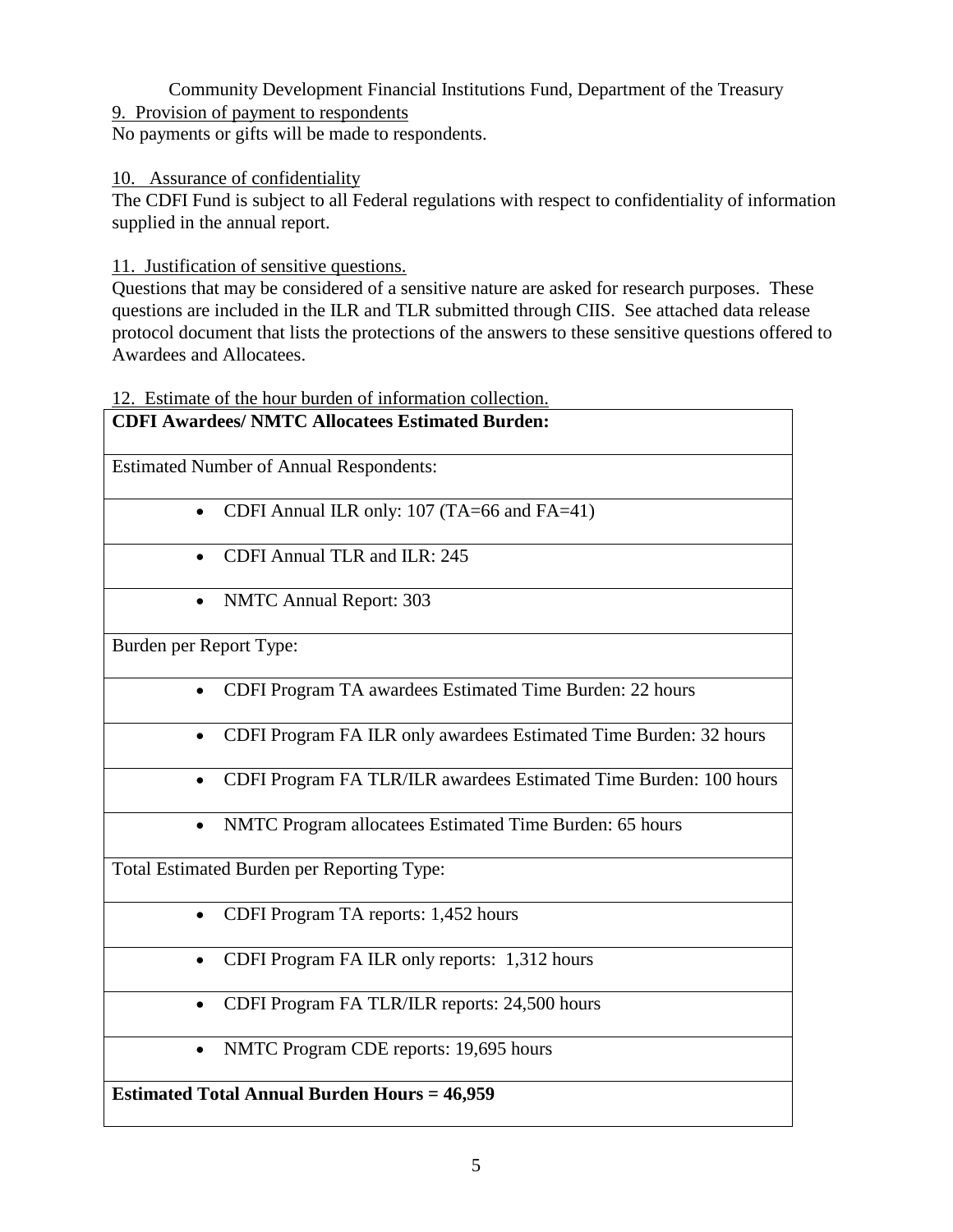Community Development Financial Institutions Fund, Department of the Treasury

9. Provision of payment to respondents

No payments or gifts will be made to respondents.

10. Assurance of confidentiality

The CDFI Fund is subject to all Federal regulations with respect to confidentiality of information supplied in the annual report.

11. Justification of sensitive questions.

Questions that may be considered of a sensitive nature are asked for research purposes. These questions are included in the ILR and TLR submitted through CIIS. See attached data release protocol document that lists the protections of the answers to these sensitive questions offered to Awardees and Allocatees.

12. Estimate of the hour burden of information collection.

| **CDFI Awardees/ NMTC Allocatees Estimated Burden:** |
|---|
| Estimated Number of Annual Respondents: |
| • CDFI Annual ILR only: 107 (TA=66 and FA=41) |
| • CDFI Annual TLR and ILR: 245 |
| • NMTC Annual Report: 303 |
| Burden per Report Type: |
| • CDFI Program TA awardees Estimated Time Burden: 22 hours |
| • CDFI Program FA ILR only awardees Estimated Time Burden: 32 hours |
| • CDFI Program FA TLR/ILR awardees Estimated Time Burden: 100 hours |
| • NMTC Program allocatees Estimated Time Burden: 65 hours |
| Total Estimated Burden per Reporting Type: |
| • CDFI Program TA reports: 1,452 hours |
| • CDFI Program FA ILR only reports: 1,312 hours |
| • CDFI Program FA TLR/ILR reports: 24,500 hours |
| • NMTC Program CDE reports: 19,695 hours |
| **Estimated Total Annual Burden Hours = 46,959** |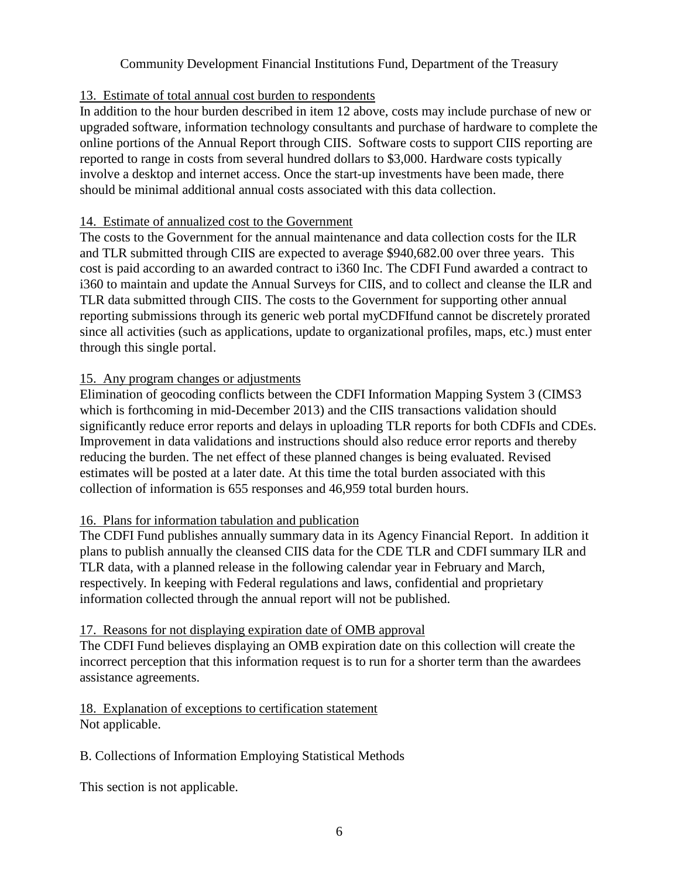Community Development Financial Institutions Fund, Department of the Treasury

<u>13. Estimate of total annual cost burden to respondents</u>

In addition to the hour burden described in item 12 above, costs may include purchase of new or upgraded software, information technology consultants and purchase of hardware to complete the online portions of the Annual Report through CIIS. Software costs to support CIIS reporting are reported to range in costs from several hundred dollars to $3,000. Hardware costs typically involve a desktop and internet access. Once the start-up investments have been made, there should be minimal additional annual costs associated with this data collection.

<u>14. Estimate of annualized cost to the Government</u>

The costs to the Government for the annual maintenance and data collection costs for the ILR and TLR submitted through CIIS are expected to average $940,682.00 over three years. This cost is paid according to an awarded contract to i360 Inc. The CDFI Fund awarded a contract to i360 to maintain and update the Annual Surveys for CIIS, and to collect and cleanse the ILR and TLR data submitted through CIIS. The costs to the Government for supporting other annual reporting submissions through its generic web portal myCDFIfund cannot be discretely prorated since all activities (such as applications, update to organizational profiles, maps, etc.) must enter through this single portal.

<u>15. Any program changes or adjustments</u>

Elimination of geocoding conflicts between the CDFI Information Mapping System 3 (CIMS3 which is forthcoming in mid-December 2013) and the CIIS transactions validation should significantly reduce error reports and delays in uploading TLR reports for both CDFIs and CDEs. Improvement in data validations and instructions should also reduce error reports and thereby reducing the burden. The net effect of these planned changes is being evaluated. Revised estimates will be posted at a later date. At this time the total burden associated with this collection of information is 655 responses and 46,959 total burden hours.

<u>16. Plans for information tabulation and publication</u>

The CDFI Fund publishes annually summary data in its Agency Financial Report. In addition it plans to publish annually the cleansed CIIS data for the CDE TLR and CDFI summary ILR and TLR data, with a planned release in the following calendar year in February and March, respectively. In keeping with Federal regulations and laws, confidential and proprietary information collected through the annual report will not be published.

<u>17. Reasons for not displaying expiration date of OMB approval</u>

The CDFI Fund believes displaying an OMB expiration date on this collection will create the incorrect perception that this information request is to run for a shorter term than the awardees assistance agreements.

<u>18. Explanation of exceptions to certification statement</u>

Not applicable.

B. Collections of Information Employing Statistical Methods

This section is not applicable.